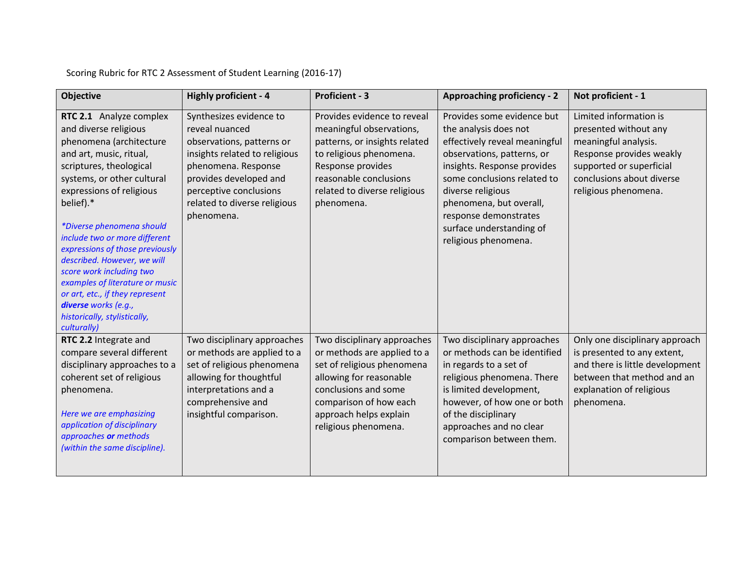Scoring Rubric for RTC 2 Assessment of Student Learning (2016-17)

| Objective | Highly proficient - 4 | Proficient - 3 | Approaching proficiency - 2 | Not proficient - 1 |
|---|---|---|---|---|
| **RTC 2.1** Analyze complex and diverse religious phenomena (architecture and art, music, ritual, scriptures, theological systems, or other cultural expressions of religious belief).* <br><br> *\*Diverse phenomena should include two or more different expressions of those previously described. However, we will score work including two examples of literature or music or art, etc., if they represent **diverse** works (e.g., historically, stylistically, culturally)* | Synthesizes evidence to reveal nuanced observations, patterns or insights related to religious phenomena. Response provides developed and perceptive conclusions related to diverse religious phenomena. | Provides evidence to reveal meaningful observations, patterns, or insights related to religious phenomena. Response provides reasonable conclusions related to diverse religious phenomena. | Provides some evidence but the analysis does not effectively reveal meaningful observations, patterns, or insights. Response provides some conclusions related to diverse religious phenomena, but overall, response demonstrates surface understanding of religious phenomena. | Limited information is presented without any meaningful analysis. Response provides weakly supported or superficial conclusions about diverse religious phenomena. |
| **RTC 2.2** Integrate and compare several different disciplinary approaches to a coherent set of religious phenomena. <br><br> *Here we are emphasizing application of disciplinary approaches **or** methods (within the same discipline).* | Two disciplinary approaches or methods are applied to a set of religious phenomena allowing for thoughtful interpretations and a comprehensive and insightful comparison. | Two disciplinary approaches or methods are applied to a set of religious phenomena allowing for reasonable conclusions and some comparison of how each approach helps explain religious phenomena. | Two disciplinary approaches or methods can be identified in regards to a set of religious phenomena. There is limited development, however, of how one or both of the disciplinary approaches and no clear comparison between them. | Only one disciplinary approach is presented to any extent, and there is little development between that method and an explanation of religious phenomena. |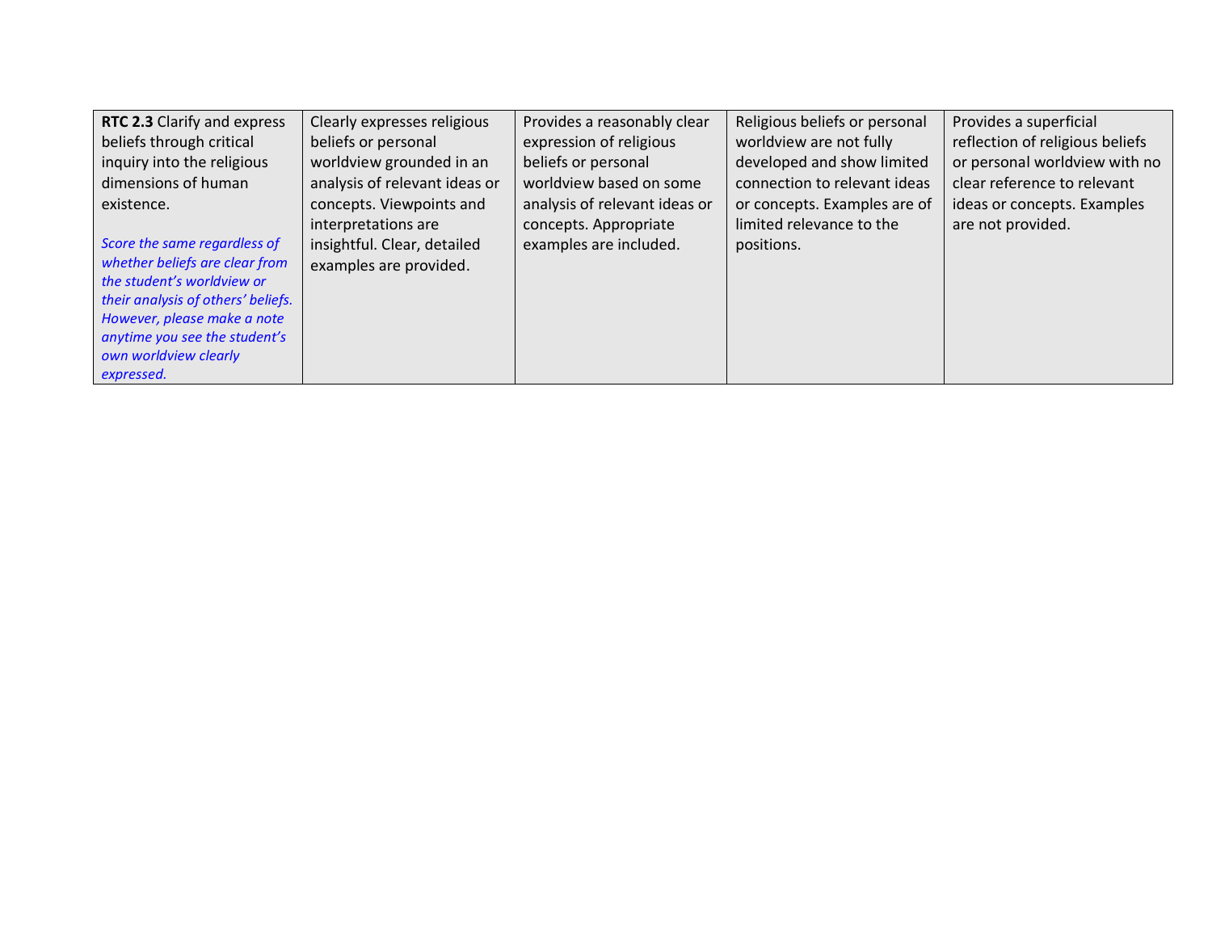| | | | | |
|---|---|---|---|---|
| **RTC 2.3** Clarify and express beliefs through critical inquiry into the religious dimensions of human existence.<br><br>*Score the same regardless of whether beliefs are clear from the student's worldview or their analysis of others' beliefs. However, please make a note anytime you see the student's own worldview clearly expressed.* | Clearly expresses religious beliefs or personal worldview grounded in an analysis of relevant ideas or concepts. Viewpoints and interpretations are insightful. Clear, detailed examples are provided. | Provides a reasonably clear expression of religious beliefs or personal worldview based on some analysis of relevant ideas or concepts. Appropriate examples are included. | Religious beliefs or personal worldview are not fully developed and show limited connection to relevant ideas or concepts. Examples are of limited relevance to the positions. | Provides a superficial reflection of religious beliefs or personal worldview with no clear reference to relevant ideas or concepts. Examples are not provided. |